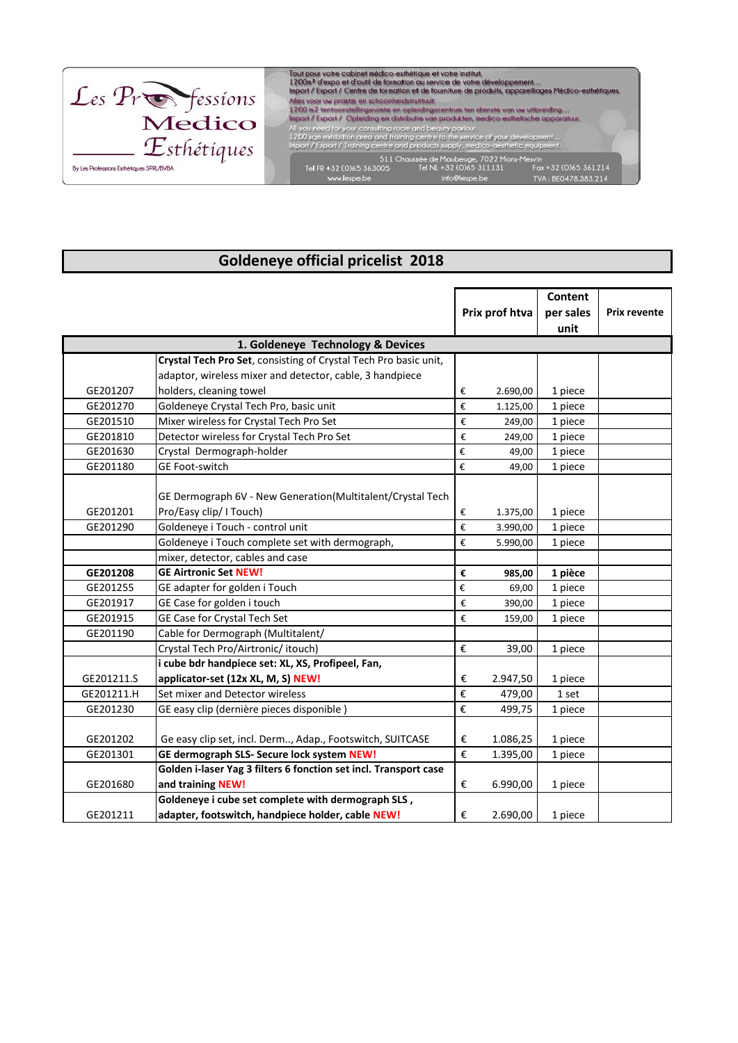Les Professions Medico Esthétiques

By Les Professions Esthétiques SPRL/BVBA

Tout pour votre cabinet médico-esthétique et votre institut.
1200m² d'expo et d'outil de formation au service de votre développement...
Import / Export / Centre de formation et de fourniture de produits, appareillages Médico-esthétiques.
Alles voor uw praktijk en schoonheidsinstituut.
1200 m2 tentoonstellingsruimte en opleidingscentrum ten dienste van uw uitbreiding...
Import / Export / Opleiding en distributie van produkten, medico-esthetische apparatuur.
All you need for your consulting room and beauty parlour.
1200 sqm exhibition area and training centre to the service of your development...
Import / Export / Training centre and products supply, medico-aesthetic equipment.

511 Chaussée de Maubeuge, 7022 Mons-Mesvin
Tel FR +32 (0)65 363005 — Tel NL +32 (0)65 311131 — Fax +32 (0)65 361214
www.lespe.be — info@lespe.be — TVA : BE0478.383.214

# Goldeneye official pricelist 2018

| | | Prix prof htva | Content per sales unit | Prix revente |
|---|---|---|---|---|
| **1. Goldeneye Technology & Devices** | | | | |
| GE201207 | **Crystal Tech Pro Set**, consisting of Crystal Tech Pro basic unit, adaptor, wireless mixer and detector, cable, 3 handpiece holders, cleaning towel | € 2.690,00 | 1 piece | |
| GE201270 | Goldeneye Crystal Tech Pro, basic unit | € 1.125,00 | 1 piece | |
| GE201510 | Mixer wireless for Crystal Tech Pro Set | € 249,00 | 1 piece | |
| GE201810 | Detector wireless for Crystal Tech Pro Set | € 249,00 | 1 piece | |
| GE201630 | Crystal Dermograph-holder | € 49,00 | 1 piece | |
| GE201180 | GE Foot-switch | € 49,00 | 1 piece | |
| GE201201 | GE Dermograph 6V - New Generation(Multitalent/Crystal Tech Pro/Easy clip/ I Touch) | € 1.375,00 | 1 piece | |
| GE201290 | Goldeneye i Touch - control unit | € 3.990,00 | 1 piece | |
| | Goldeneye i Touch complete set with dermograph, mixer, detector, cables and case | € 5.990,00 | 1 piece | |
| **GE201208** | **GE Airtronic Set NEW!** | **€ 985,00** | **1 pièce** | |
| GE201255 | GE adapter for golden i Touch | € 69,00 | 1 piece | |
| GE201917 | GE Case for golden i touch | € 390,00 | 1 piece | |
| GE201915 | GE Case for Crystal Tech Set | € 159,00 | 1 piece | |
| GE201190 | Cable for Dermograph (Multitalent/ Crystal Tech Pro/Airtronic/ itouch) | € 39,00 | 1 piece | |
| GE201211.S | **i cube bdr handpiece set: XL, XS, Profipeel, Fan, applicator-set (12x XL, M, S) NEW!** | € 2.947,50 | 1 piece | |
| GE201211.H | Set mixer and Detector wireless | € 479,00 | 1 set | |
| GE201230 | GE easy clip (dernière pieces disponible ) | € 499,75 | 1 piece | |
| GE201202 | Ge easy clip set, incl. Derm.., Adap., Footswitch, SUITCASE | € 1.086,25 | 1 piece | |
| GE201301 | **GE dermograph SLS- Secure lock system NEW!** | € 1.395,00 | 1 piece | |
| GE201680 | **Golden i-laser Yag 3 filters 6 fonction set incl. Transport case and training NEW!** | € 6.990,00 | 1 piece | |
| GE201211 | **Goldeneye i cube set complete with dermograph SLS , adapter, footswitch, handpiece holder, cable NEW!** | € 2.690,00 | 1 piece | |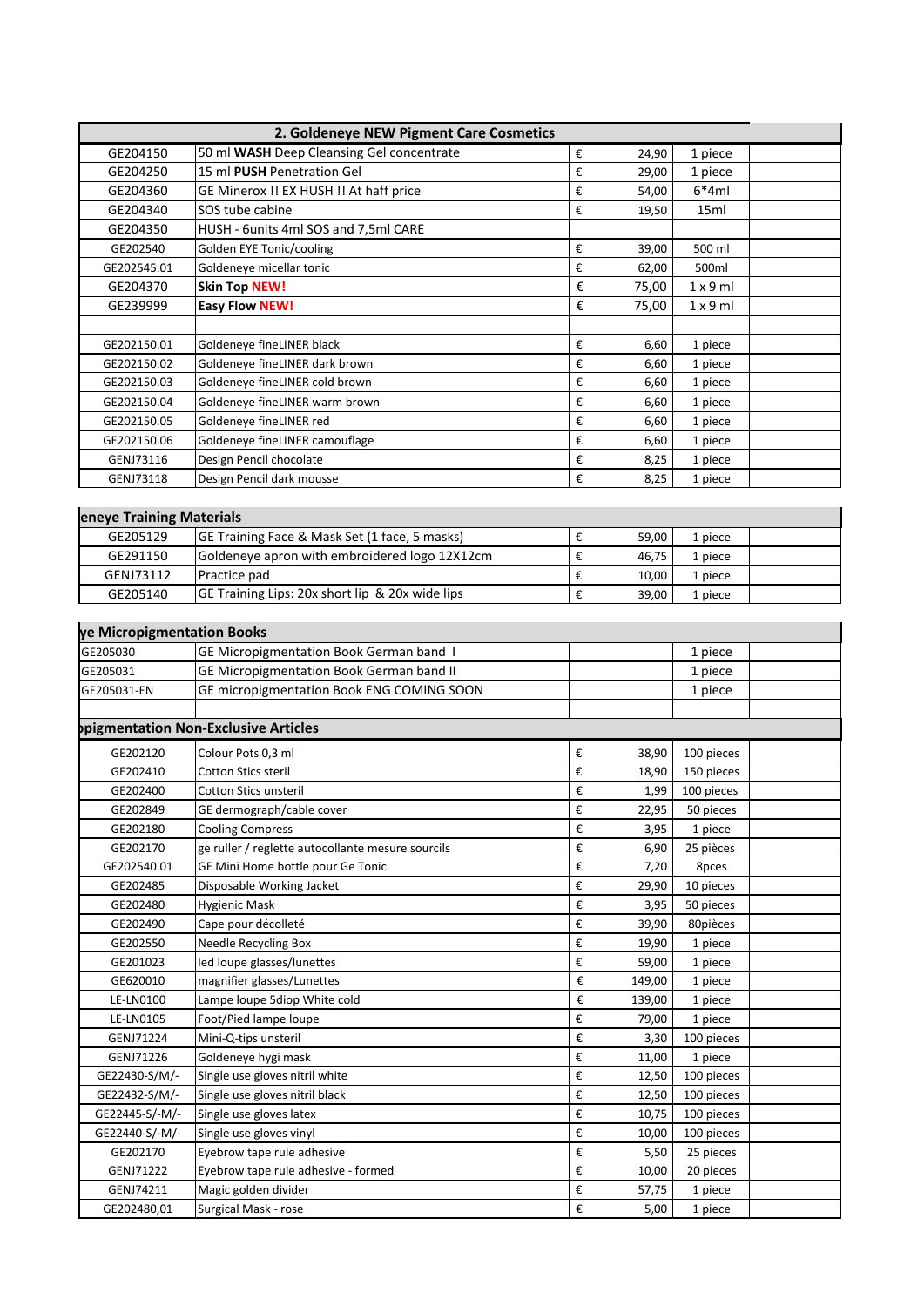| 2. Goldeneye NEW Pigment Care Cosmetics | | | | | |
|---|---|---|---|---|---|
| GE204150 | 50 ml **WASH** Deep Cleansing Gel concentrate | € | 24,90 | 1 piece | |
| GE204250 | 15 ml **PUSH** Penetration Gel | € | 29,00 | 1 piece | |
| GE204360 | GE Minerox !! EX HUSH !! At haff price | € | 54,00 | 6*4ml | |
| GE204340 | SOS tube cabine | € | 19,50 | 15ml | |
| GE204350 | HUSH - 6units 4ml SOS and 7,5ml CARE | | | | |
| GE202540 | Golden EYE Tonic/cooling | € | 39,00 | 500 ml | |
| GE202545.01 | Goldeneye micellar tonic | € | 62,00 | 500ml | |
| GE204370 | **Skin Top NEW!** | € | 75,00 | 1 x 9 ml | |
| GE239999 | **Easy Flow NEW!** | € | 75,00 | 1 x 9 ml | |
| | | | | | |
| GE202150.01 | Goldeneye fineLINER black | € | 6,60 | 1 piece | |
| GE202150.02 | Goldeneye fineLINER dark brown | € | 6,60 | 1 piece | |
| GE202150.03 | Goldeneye fineLINER cold brown | € | 6,60 | 1 piece | |
| GE202150.04 | Goldeneye fineLINER warm brown | € | 6,60 | 1 piece | |
| GE202150.05 | Goldeneye fineLINER red | € | 6,60 | 1 piece | |
| GE202150.06 | Goldeneye fineLINER camouflage | € | 6,60 | 1 piece | |
| GENJ73116 | Design Pencil chocolate | € | 8,25 | 1 piece | |
| GENJ73118 | Design Pencil dark mousse | € | 8,25 | 1 piece | |

| eneye Training Materials | | | | | |
|---|---|---|---|---|---|
| GE205129 | GE Training Face & Mask Set (1 face, 5 masks) | € | 59,00 | 1 piece | |
| GE291150 | Goldeneye apron with embroidered logo 12X12cm | € | 46,75 | 1 piece | |
| GENJ73112 | Practice pad | € | 10,00 | 1 piece | |
| GE205140 | GE Training Lips: 20x short lip & 20x wide lips | € | 39,00 | 1 piece | |

| ye Micropigmentation Books | | | | | |
|---|---|---|---|---|---|
| GE205030 | GE Micropigmentation Book German band I | | | 1 piece | |
| GE205031 | GE Micropigmentation Book German band II | | | 1 piece | |
| GE205031-EN | GE micropigmentation Book ENG COMING SOON | | | 1 piece | |
| | | | | | |

| opigmentation Non-Exclusive Articles | | | | | |
|---|---|---|---|---|---|
| GE202120 | Colour Pots 0,3 ml | € | 38,90 | 100 pieces | |
| GE202410 | Cotton Stics steril | € | 18,90 | 150 pieces | |
| GE202400 | Cotton Stics unsteril | € | 1,99 | 100 pieces | |
| GE202849 | GE dermograph/cable cover | € | 22,95 | 50 pieces | |
| GE202180 | Cooling Compress | € | 3,95 | 1 piece | |
| GE202170 | ge ruller / reglette autocollante mesure sourcils | € | 6,90 | 25 pièces | |
| GE202540.01 | GE Mini Home bottle pour Ge Tonic | € | 7,20 | 8pces | |
| GE202485 | Disposable Working Jacket | € | 29,90 | 10 pieces | |
| GE202480 | Hygienic Mask | € | 3,95 | 50 pieces | |
| GE202490 | Cape pour décolleté | € | 39,90 | 80pièces | |
| GE202550 | Needle Recycling Box | € | 19,90 | 1 piece | |
| GE201023 | led loupe glasses/lunettes | € | 59,00 | 1 piece | |
| GE620010 | magnifier glasses/Lunettes | € | 149,00 | 1 piece | |
| LE-LN0100 | Lampe loupe 5diop White cold | € | 139,00 | 1 piece | |
| LE-LN0105 | Foot/Pied lampe loupe | € | 79,00 | 1 piece | |
| GENJ71224 | Mini-Q-tips unsteril | € | 3,30 | 100 pieces | |
| GENJ71226 | Goldeneye hygi mask | € | 11,00 | 1 piece | |
| GE22430-S/M/- | Single use gloves nitril white | € | 12,50 | 100 pieces | |
| GE22432-S/M/- | Single use gloves nitril black | € | 12,50 | 100 pieces | |
| GE22445-S/-M/- | Single use gloves latex | € | 10,75 | 100 pieces | |
| GE22440-S/-M/- | Single use gloves vinyl | € | 10,00 | 100 pieces | |
| GE202170 | Eyebrow tape rule adhesive | € | 5,50 | 25 pieces | |
| GENJ71222 | Eyebrow tape rule adhesive - formed | € | 10,00 | 20 pieces | |
| GENJ74211 | Magic golden divider | € | 57,75 | 1 piece | |
| GE202480,01 | Surgical Mask - rose | € | 5,00 | 1 piece | |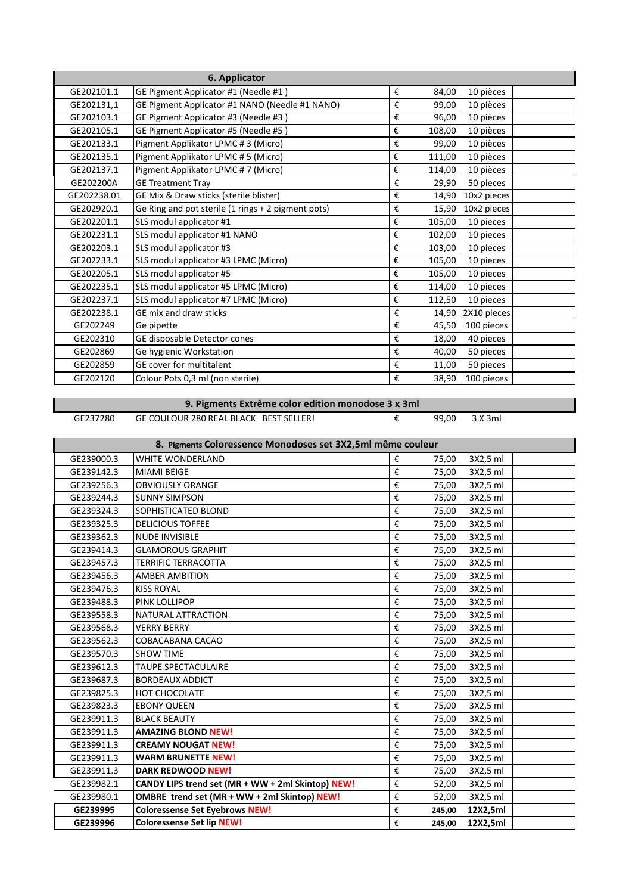| 6. Applicator | | | | | |
|---|---|---|---|---|---|
| GE202101.1 | GE Pigment Applicator #1 (Needle #1 ) | € | 84,00 | 10 pièces | |
| GE202131,1 | GE Pigment Applicator #1 NANO (Needle #1 NANO) | € | 99,00 | 10 pièces | |
| GE202103.1 | GE Pigment Applicator #3 (Needle #3 ) | € | 96,00 | 10 pièces | |
| GE202105.1 | GE Pigment Applicator #5 (Needle #5 ) | € | 108,00 | 10 pièces | |
| GE202133.1 | Pigment Applikator LPMC # 3 (Micro) | € | 99,00 | 10 pièces | |
| GE202135.1 | Pigment Applikator LPMC # 5 (Micro) | € | 111,00 | 10 pièces | |
| GE202137.1 | Pigment Applikator LPMC # 7 (Micro) | € | 114,00 | 10 pièces | |
| GE202200A | GE Treatment Tray | € | 29,90 | 50 pieces | |
| GE202238.01 | GE Mix & Draw sticks (sterile blister) | € | 14,90 | 10x2 pieces | |
| GE202920.1 | Ge Ring and pot sterile (1 rings + 2 pigment pots) | € | 15,90 | 10x2 pieces | |
| GE202201.1 | SLS modul applicator #1 | € | 105,00 | 10 pieces | |
| GE202231.1 | SLS modul applicator #1 NANO | € | 102,00 | 10 pieces | |
| GE202203.1 | SLS modul applicator #3 | € | 103,00 | 10 pieces | |
| GE202233.1 | SLS modul applicator #3 LPMC (Micro) | € | 105,00 | 10 pieces | |
| GE202205.1 | SLS modul applicator #5 | € | 105,00 | 10 pieces | |
| GE202235.1 | SLS modul applicator #5 LPMC (Micro) | € | 114,00 | 10 pieces | |
| GE202237.1 | SLS modul applicator #7 LPMC (Micro) | € | 112,50 | 10 pieces | |
| GE202238.1 | GE mix and draw sticks | € | 14,90 | 2X10 pieces | |
| GE202249 | Ge pipette | € | 45,50 | 100 pieces | |
| GE202310 | GE disposable Detector cones | € | 18,00 | 40 pieces | |
| GE202869 | Ge hygienic Workstation | € | 40,00 | 50 pieces | |
| GE202859 | GE cover for multitalent | € | 11,00 | 50 pieces | |
| GE202120 | Colour Pots 0,3 ml (non sterile) | € | 38,90 | 100 pieces | |

| 9. Pigments Extrême color edition monodose 3 x 3ml | | | | |
|---|---|---|---|---|
| GE237280 | GE COULOUR 280 REAL BLACK BEST SELLER! | € | 99,00 | 3 X 3ml |

| 8. Pigments Coloressence Monodoses set 3X2,5ml même couleur | | | | | |
|---|---|---|---|---|---|
| GE239000.3 | WHITE WONDERLAND | € | 75,00 | 3X2,5 ml | |
| GE239142.3 | MIAMI BEIGE | € | 75,00 | 3X2,5 ml | |
| GE239256.3 | OBVIOUSLY ORANGE | € | 75,00 | 3X2,5 ml | |
| GE239244.3 | SUNNY SIMPSON | € | 75,00 | 3X2,5 ml | |
| GE239324.3 | SOPHISTICATED BLOND | € | 75,00 | 3X2,5 ml | |
| GE239325.3 | DELICIOUS TOFFEE | € | 75,00 | 3X2,5 ml | |
| GE239362.3 | NUDE INVISIBLE | € | 75,00 | 3X2,5 ml | |
| GE239414.3 | GLAMOROUS GRAPHIT | € | 75,00 | 3X2,5 ml | |
| GE239457.3 | TERRIFIC TERRACOTTA | € | 75,00 | 3X2,5 ml | |
| GE239456.3 | AMBER AMBITION | € | 75,00 | 3X2,5 ml | |
| GE239476.3 | KISS ROYAL | € | 75,00 | 3X2,5 ml | |
| GE239488.3 | PINK LOLLIPOP | € | 75,00 | 3X2,5 ml | |
| GE239558.3 | NATURAL ATTRACTION | € | 75,00 | 3X2,5 ml | |
| GE239568.3 | VERRY BERRY | € | 75,00 | 3X2,5 ml | |
| GE239562.3 | COBACABANA CACAO | € | 75,00 | 3X2,5 ml | |
| GE239570.3 | SHOW TIME | € | 75,00 | 3X2,5 ml | |
| GE239612.3 | TAUPE SPECTACULAIRE | € | 75,00 | 3X2,5 ml | |
| GE239687.3 | BORDEAUX ADDICT | € | 75,00 | 3X2,5 ml | |
| GE239825.3 | HOT CHOCOLATE | € | 75,00 | 3X2,5 ml | |
| GE239823.3 | EBONY QUEEN | € | 75,00 | 3X2,5 ml | |
| GE239911.3 | BLACK BEAUTY | € | 75,00 | 3X2,5 ml | |
| GE239911.3 | **AMAZING BLOND NEW!** | € | 75,00 | 3X2,5 ml | |
| GE239911.3 | **CREAMY NOUGAT NEW!** | € | 75,00 | 3X2,5 ml | |
| GE239911.3 | **WARM BRUNETTE NEW!** | € | 75,00 | 3X2,5 ml | |
| GE239911.3 | **DARK REDWOOD NEW!** | € | 75,00 | 3X2,5 ml | |
| GE239982.1 | **CANDY LIPS trend set (MR + WW + 2ml Skintop) NEW!** | € | 52,00 | 3X2,5 ml | |
| GE239980.1 | **OMBRE trend set (MR + WW + 2ml Skintop) NEW!** | € | 52,00 | 3X2,5 ml | |
| **GE239995** | **Coloressense Set Eyebrows NEW!** | **€** | **245,00** | **12X2,5ml** | |
| **GE239996** | **Coloressense Set lip NEW!** | **€** | **245,00** | **12X2,5ml** | |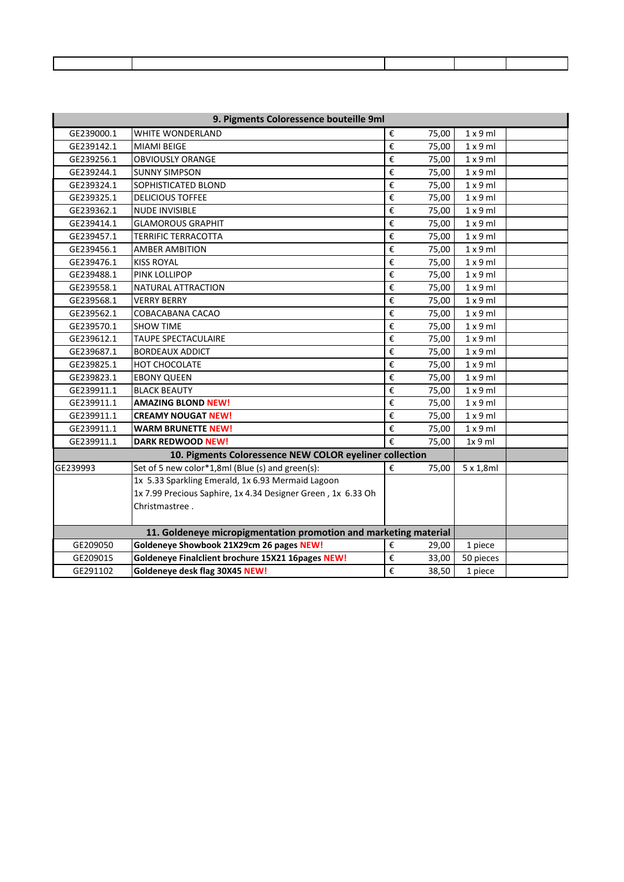| | | | | | |
|---|---|---|---|---|---|
| | | | | | |

| 9. Pigments Coloressence bouteille 9ml | | | | | |
|---|---|---|---|---|---|
| GE239000.1 | WHITE WONDERLAND | € | 75,00 | 1 x 9 ml | |
| GE239142.1 | MIAMI BEIGE | € | 75,00 | 1 x 9 ml | |
| GE239256.1 | OBVIOUSLY ORANGE | € | 75,00 | 1 x 9 ml | |
| GE239244.1 | SUNNY SIMPSON | € | 75,00 | 1 x 9 ml | |
| GE239324.1 | SOPHISTICATED BLOND | € | 75,00 | 1 x 9 ml | |
| GE239325.1 | DELICIOUS TOFFEE | € | 75,00 | 1 x 9 ml | |
| GE239362.1 | NUDE INVISIBLE | € | 75,00 | 1 x 9 ml | |
| GE239414.1 | GLAMOROUS GRAPHIT | € | 75,00 | 1 x 9 ml | |
| GE239457.1 | TERRIFIC TERRACOTTA | € | 75,00 | 1 x 9 ml | |
| GE239456.1 | AMBER AMBITION | € | 75,00 | 1 x 9 ml | |
| GE239476.1 | KISS ROYAL | € | 75,00 | 1 x 9 ml | |
| GE239488.1 | PINK LOLLIPOP | € | 75,00 | 1 x 9 ml | |
| GE239558.1 | NATURAL ATTRACTION | € | 75,00 | 1 x 9 ml | |
| GE239568.1 | VERRY BERRY | € | 75,00 | 1 x 9 ml | |
| GE239562.1 | COBACABANA CACAO | € | 75,00 | 1 x 9 ml | |
| GE239570.1 | SHOW TIME | € | 75,00 | 1 x 9 ml | |
| GE239612.1 | TAUPE SPECTACULAIRE | € | 75,00 | 1 x 9 ml | |
| GE239687.1 | BORDEAUX ADDICT | € | 75,00 | 1 x 9 ml | |
| GE239825.1 | HOT CHOCOLATE | € | 75,00 | 1 x 9 ml | |
| GE239823.1 | EBONY QUEEN | € | 75,00 | 1 x 9 ml | |
| GE239911.1 | BLACK BEAUTY | € | 75,00 | 1 x 9 ml | |
| GE239911.1 | **AMAZING BLOND NEW!** | € | 75,00 | 1 x 9 ml | |
| GE239911.1 | **CREAMY NOUGAT NEW!** | € | 75,00 | 1 x 9 ml | |
| GE239911.1 | **WARM BRUNETTE NEW!** | € | 75,00 | 1 x 9 ml | |
| GE239911.1 | **DARK REDWOOD NEW!** | € | 75,00 | 1x 9 ml | |
| **10. Pigments Coloressence NEW COLOR eyeliner collection** | | | | | |
| GE239993 | Set of 5 new color*1,8ml (Blue (s) and green(s):<br>1x 5.33 Sparkling Emerald, 1x 6.93 Mermaid Lagoon<br>1x 7.99 Precious Saphire, 1x 4.34 Designer Green , 1x 6.33 Oh Christmastree . | € | 75,00 | 5 x 1,8ml | |
| **11. Goldeneye micropigmentation promotion and marketing material** | | | | | |
| GE209050 | **Goldeneye Showbook 21X29cm 26 pages NEW!** | € | 29,00 | 1 piece | |
| GE209015 | **Goldeneye Finalclient brochure 15X21 16pages NEW!** | € | 33,00 | 50 pieces | |
| GE291102 | **Goldeneye desk flag 30X45 NEW!** | € | 38,50 | 1 piece | |